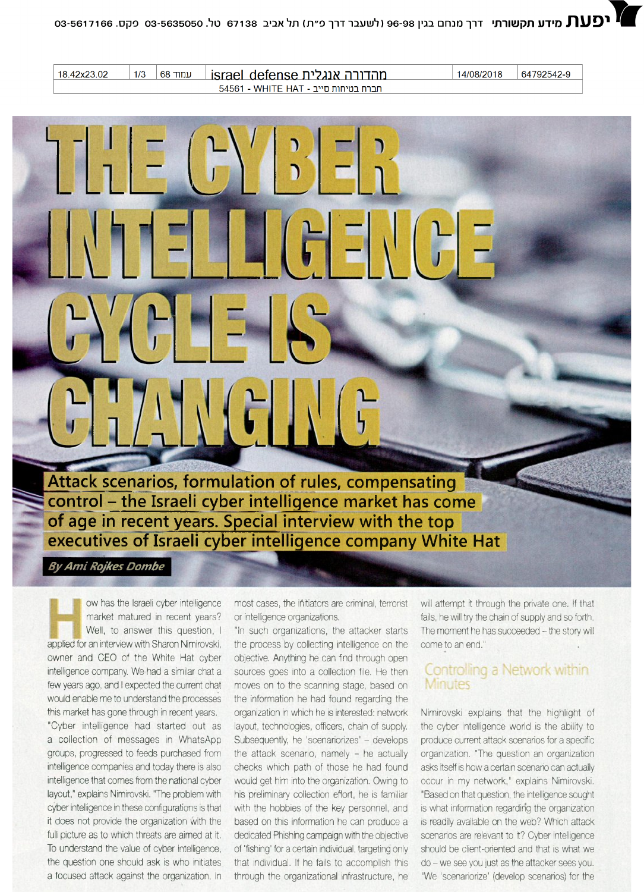# THE CYBER INTELLIGENCE CYCLE IS CHANGING

**Attack scenarios, formulation of rules, compensating control – the Israeli cyber intelligence market has come of age in recent years. Special interview with the top executives of Israeli cyber intelligence company White Hat**

*By Ami Rojkes Dombe*

How has the Israeli cyber intelligence market matured in recent years? Well, to answer this question, I applied for an interview with Sharon Nimirovski, owner and CEO of the White Hat cyber intelligence company. We had a similar chat a few years ago, and I expected the current chat would enable me to understand the processes this market has gone through in recent years.

"Cyber intelligence had started out as a collection of messages in WhatsApp groups, progressed to feeds purchased from intelligence companies and today there is also intelligence that comes from the national cyber layout," explains Nimirovski. "The problem with cyber intelligence in these configurations is that it does not provide the organization with the full picture as to which threats are aimed at it. To understand the value of cyber intelligence, the question one should ask is who initiates a focused attack against the organization. In most cases, the initiators are criminal, terrorist or intelligence organizations.

"In such organizations, the attacker starts the process by collecting intelligence on the objective. Anything he can find through open sources goes into a collection file. He then moves on to the scanning stage, based on the information he had found regarding the organization in which he is interested: network layout, technologies, officers, chain of supply. Subsequently, he 'scenariorizes' – develops the attack scenario, namely – he actually checks which path of those he had found would get him into the organization. Owing to his preliminary collection effort, he is familiar with the hobbies of the key personnel, and based on this information he can produce a dedicated Phishing campaign with the objective of 'fishing' for a certain individual, targeting only that individual. If he fails to accomplish this through the organizational infrastructure, he will attempt it through the private one. If that fails, he will try the chain of supply and so forth. The moment he has succeeded – the story will come to an end."

## Controlling a Network within Minutes

Nimirovski explains that the highlight of the cyber intelligence world is the ability to produce current attack scenarios for a specific organization. "The question an organization asks itself is how a certain scenario can actually occur in my network," explains Nimirovski. "Based on that question, the intelligence sought is what information regarding the organization is readily available on the web? Which attack scenarios are relevant to it? Cyber intelligence should be client-oriented and that is what we do – we see you just as the attacker sees you. 'We 'scenariorize' (develop scenarios) for the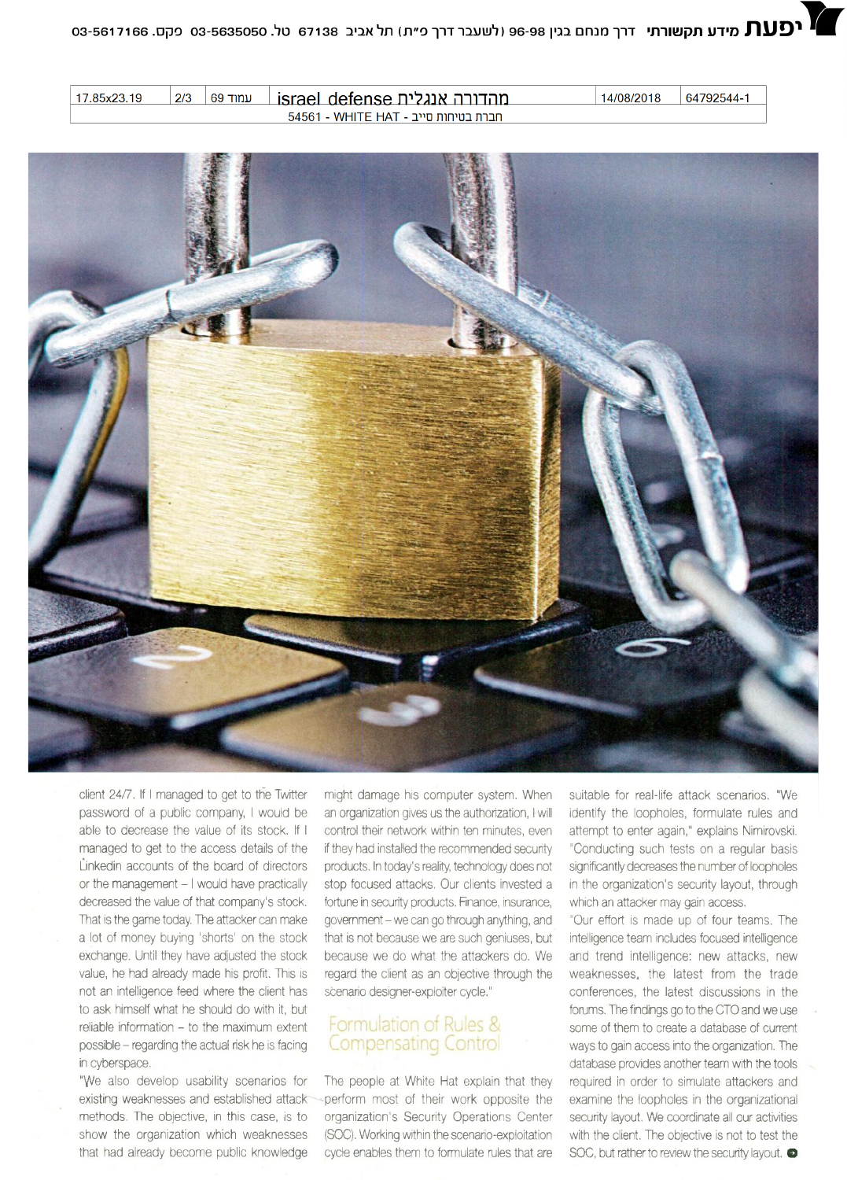client 24/7. If I managed to get to the Twitter password of a public company, I would be able to decrease the value of its stock. If I managed to get to the access details of the Linkedin accounts of the board of directors or the management – I would have practically decreased the value of that company's stock. That is the game today. The attacker can make a lot of money buying 'shorts' on the stock exchange. Until they have adjusted the stock value, he had already made his profit. This is not an intelligence feed where the client has to ask himself what he should do with it, but reliable information – to the maximum extent possible – regarding the actual risk he is facing in cyberspace.

"We also develop usability scenarios for existing weaknesses and established attack methods. The objective, in this case, is to show the organization which weaknesses that had already become public knowledge might damage his computer system. When an organization gives us the authorization, I will control their network within ten minutes, even if they had installed the recommended security products. In today's reality, technology does not stop focused attacks. Our clients invested a fortune in security products. Finance, insurance, government – we can go through anything, and that is not because we are such geniuses, but because we do what the attackers do. We regard the client as an objective through the scenario designer-exploiter cycle."

## Formulation of Rules & Compensating Control

The people at White Hat explain that they perform most of their work opposite the organization's Security Operations Center (SOC). Working within the scenario-exploitation cycle enables them to formulate rules that are suitable for real-life attack scenarios. "We identify the loopholes, formulate rules and attempt to enter again," explains Nimirovski. "Conducting such tests on a regular basis significantly decreases the number of loopholes in the organization's security layout, through which an attacker may gain access.

"Our effort is made up of four teams. The intelligence team includes focused intelligence and trend intelligence: new attacks, new weaknesses, the latest from the trade conferences, the latest discussions in the forums. The findings go to the CTO and we use some of them to create a database of current ways to gain access into the organization. The database provides another team with the tools required in order to simulate attackers and examine the loopholes in the organizational security layout. We coordinate all our activities with the client. The objective is not to test the SOC, but rather to review the security layout.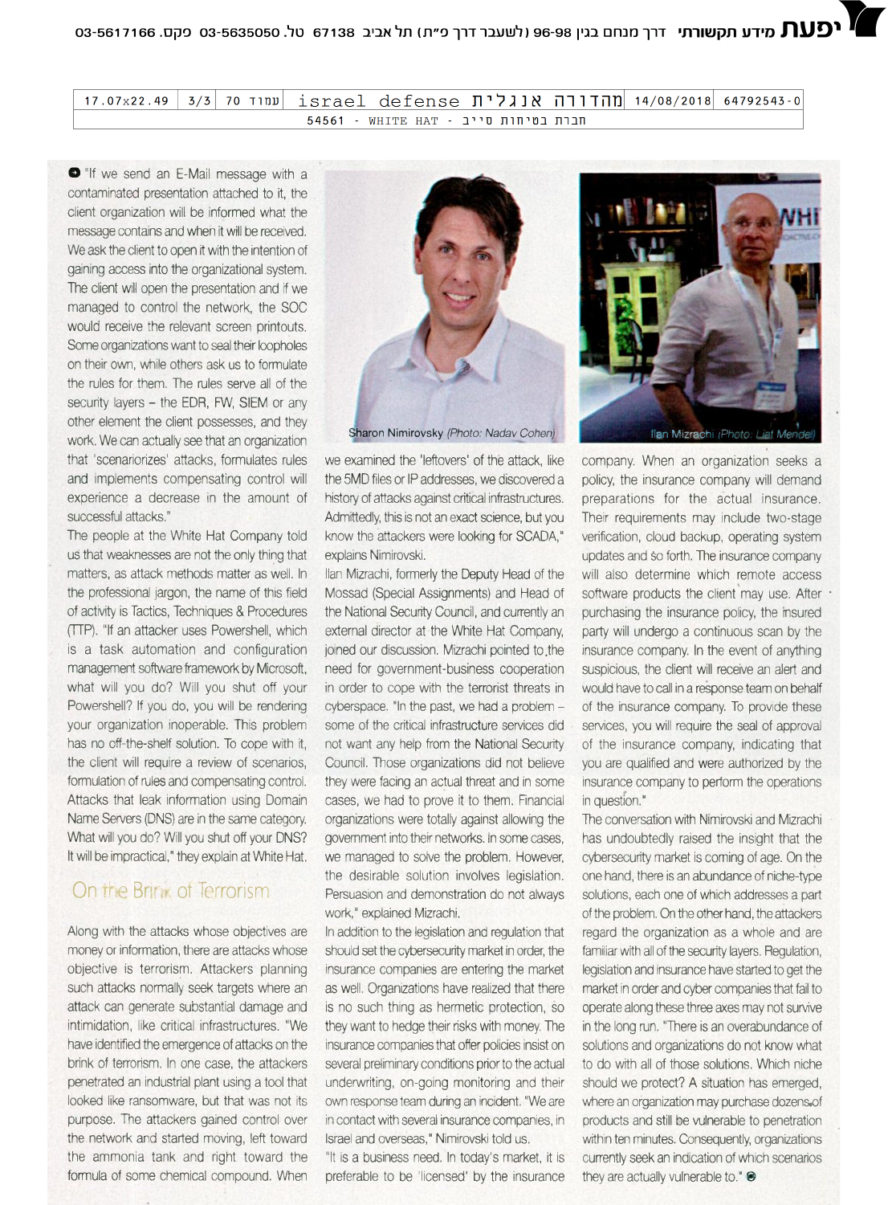"If we send an E-Mail message with a contaminated presentation attached to it, the client organization will be informed what the message contains and when it will be received. We ask the client to open it with the intention of gaining access into the organizational system. The client will open the presentation and if we managed to control the network, the SOC would receive the relevant screen printouts. Some organizations want to seal their loopholes on their own, while others ask us to formulate the rules for them. The rules serve all of the security layers – the EDR, FW, SIEM or any other element the client possesses, and they work. We can actually see that an organization that 'scenariorizes' attacks, formulates rules and implements compensating control will experience a decrease in the amount of successful attacks."

The people at the White Hat Company told us that weaknesses are not the only thing that matters, as attack methods matter as well. In the professional jargon, the name of this field of activity is Tactics, Techniques & Procedures (TTP). "If an attacker uses Powershell, which is a task automation and configuration management software framework by Microsoft, what will you do? Will you shut off your Powershell? If you do, you will be rendering your organization inoperable. This problem has no off-the-shelf solution. To cope with it, the client will require a review of scenarios, formulation of rules and compensating control. Attacks that leak information using Domain Name Servers (DNS) are in the same category. What will you do? Will you shut off your DNS? It will be impractical," they explain at White Hat.

## On the Brink of Terrorism

Along with the attacks whose objectives are money or information, there are attacks whose objective is terrorism. Attackers planning such attacks normally seek targets where an attack can generate substantial damage and intimidation, like critical infrastructures. "We have identified the emergence of attacks on the brink of terrorism. In one case, the attackers penetrated an industrial plant using a tool that looked like ransomware, but that was not its purpose. The attackers gained control over the network and started moving, left toward the ammonia tank and right toward the formula of some chemical compound. When we examined the 'leftovers' of the attack, like the 5MD files or IP addresses, we discovered a history of attacks against critical infrastructures. Admittedly, this is not an exact science, but you know the attackers were looking for SCADA," explains Nimirovski.

Sharon Nimirovsky *(Photo: Nadav Cohen)*

Ilan Mizrachi *(Photo: Liat Mendel)*

Ilan Mizrachi, formerly the Deputy Head of the Mossad (Special Assignments) and Head of the National Security Council, and currently an external director at the White Hat Company, joined our discussion. Mizrachi pointed to the need for government-business cooperation in order to cope with the terrorist threats in cyberspace. "In the past, we had a problem – some of the critical infrastructure services did not want any help from the National Security Council. Those organizations did not believe they were facing an actual threat and in some cases, we had to prove it to them. Financial organizations were totally against allowing the government into their networks. In some cases, we managed to solve the problem. However, the desirable solution involves legislation. Persuasion and demonstration do not always work," explained Mizrachi.

In addition to the legislation and regulation that should set the cybersecurity market in order, the insurance companies are entering the market as well. Organizations have realized that there is no such thing as hermetic protection, so they want to hedge their risks with money. The insurance companies that offer policies insist on several preliminary conditions prior to the actual underwriting, on-going monitoring and their own response team during an incident. "We are in contact with several insurance companies, in Israel and overseas," Nimirovski told us.

"It is a business need. In today's market, it is preferable to be 'licensed' by the insurance company. When an organization seeks a policy, the insurance company will demand preparations for the actual insurance. Their requirements may include two-stage verification, cloud backup, operating system updates and so forth. The insurance company will also determine which remote access software products the client may use. After purchasing the insurance policy, the insured party will undergo a continuous scan by the insurance company. In the event of anything suspicious, the client will receive an alert and would have to call in a response team on behalf of the insurance company. To provide these services, you will require the seal of approval of the insurance company, indicating that you are qualified and were authorized by the insurance company to perform the operations in question."

The conversation with Nimirovski and Mizrachi has undoubtedly raised the insight that the cybersecurity market is coming of age. On the one hand, there is an abundance of niche-type solutions, each one of which addresses a part of the problem. On the other hand, the attackers regard the organization as a whole and are familiar with all of the security layers. Regulation, legislation and insurance have started to get the market in order and cyber companies that fail to operate along these three axes may not survive in the long run. "There is an overabundance of solutions and organizations do not know what to do with all of those solutions. Which niche should we protect? A situation has emerged, where an organization may purchase dozens of products and still be vulnerable to penetration within ten minutes. Consequently, organizations currently seek an indication of which scenarios they are actually vulnerable to."